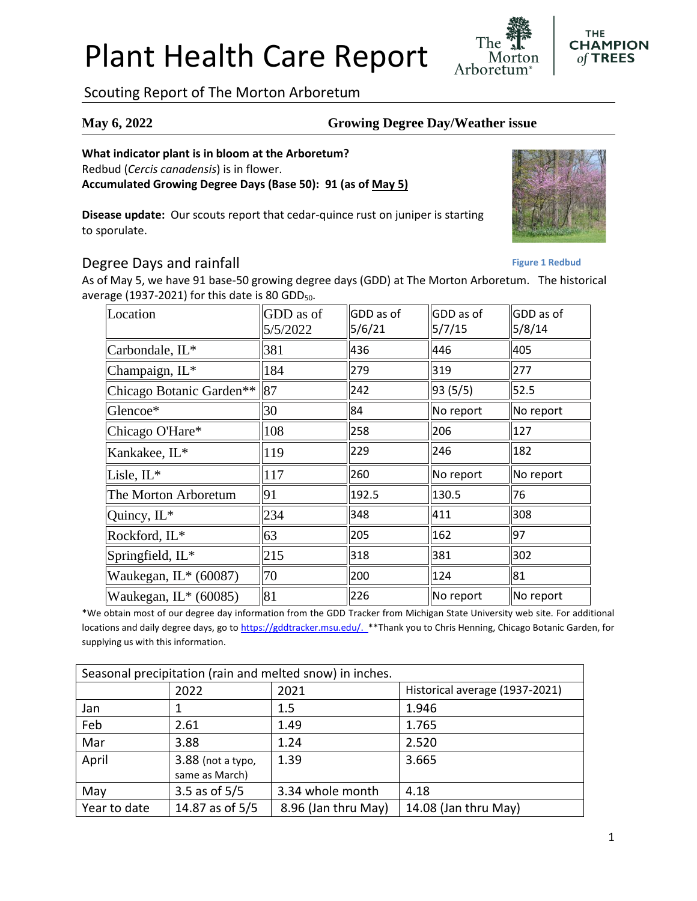# Plant Health Care Report

## Scouting Report of The Morton Arboretum

**May 6, 2022** **Growing Degree Day/Weather issue**

**What indicator plant is in bloom at the Arboretum?**
Redbud (*Cercis canadensis*) is in flower.
**Accumulated Growing Degree Days (Base 50): 91 (as of May 5)**

**Disease update:** Our scouts report that cedar-quince rust on juniper is starting to sporulate.

Figure 1 Redbud

## Degree Days and rainfall

As of May 5, we have 91 base-50 growing degree days (GDD) at The Morton Arboretum. The historical average (1937-2021) for this date is 80 $GDD_{50}$.

| Location | GDD as of 5/5/2022 | GDD as of 5/6/21 | GDD as of 5/7/15 | GDD as of 5/8/14 |
|---|---|---|---|---|
| Carbondale, IL* | 381 | 436 | 446 | 405 |
| Champaign, IL* | 184 | 279 | 319 | 277 |
| Chicago Botanic Garden** | 87 | 242 | 93 (5/5) | 52.5 |
| Glencoe* | 30 | 84 | No report | No report |
| Chicago O'Hare* | 108 | 258 | 206 | 127 |
| Kankakee, IL* | 119 | 229 | 246 | 182 |
| Lisle, IL* | 117 | 260 | No report | No report |
| The Morton Arboretum | 91 | 192.5 | 130.5 | 76 |
| Quincy, IL* | 234 | 348 | 411 | 308 |
| Rockford, IL* | 63 | 205 | 162 | 97 |
| Springfield, IL* | 215 | 318 | 381 | 302 |
| Waukegan, IL* (60087) | 70 | 200 | 124 | 81 |
| Waukegan, IL* (60085) | 81 | 226 | No report | No report |

*We obtain most of our degree day information from the GDD Tracker from Michigan State University web site. For additional locations and daily degree days, go to https://gddtracker.msu.edu/. **Thank you to Chris Henning, Chicago Botanic Garden, for supplying us with this information.

| Seasonal precipitation (rain and melted snow) in inches. | | | |
|---|---|---|---|
| | 2022 | 2021 | Historical average (1937-2021) |
| Jan | 1 | 1.5 | 1.946 |
| Feb | 2.61 | 1.49 | 1.765 |
| Mar | 3.88 | 1.24 | 2.520 |
| April | 3.88 (not a typo, same as March) | 1.39 | 3.665 |
| May | 3.5 as of 5/5 | 3.34 whole month | 4.18 |
| Year to date | 14.87 as of 5/5 | 8.96 (Jan thru May) | 14.08 (Jan thru May) |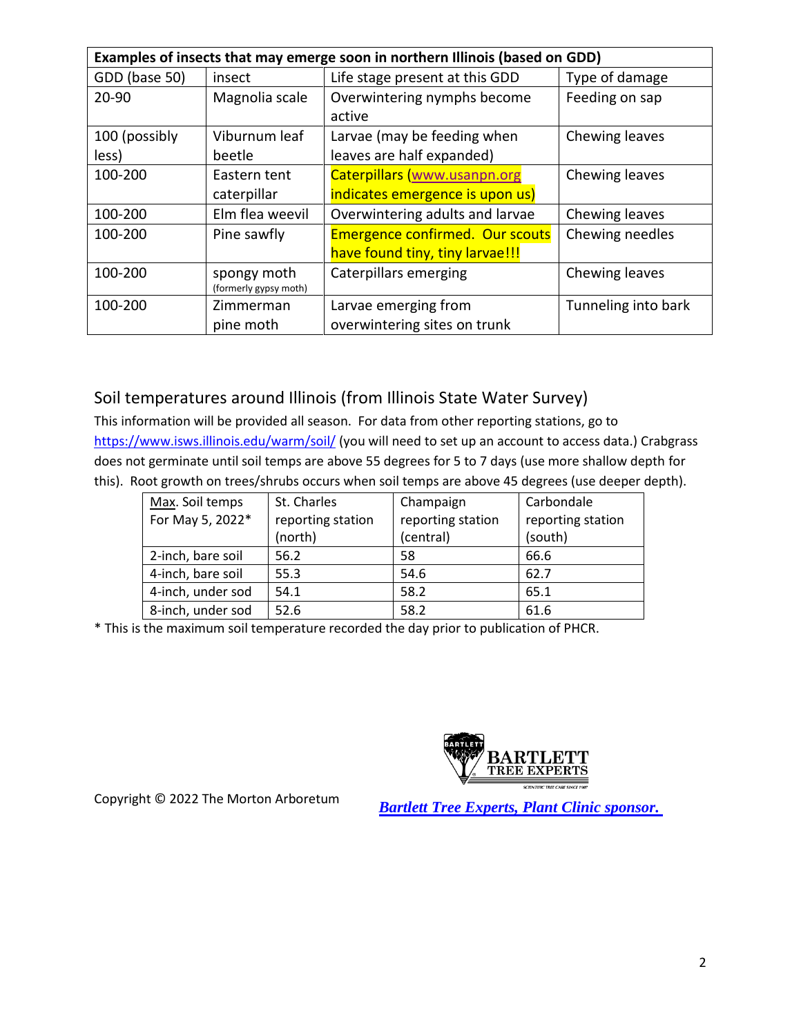| Examples of insects that may emerge soon in northern Illinois (based on GDD) | | | |
|---|---|---|---|
| GDD (base 50) | insect | Life stage present at this GDD | Type of damage |
| 20-90 | Magnolia scale | Overwintering nymphs become active | Feeding on sap |
| 100 (possibly less) | Viburnum leaf beetle | Larvae (may be feeding when leaves are half expanded) | Chewing leaves |
| 100-200 | Eastern tent caterpillar | Caterpillars (www.usanpn.org indicates emergence is upon us) | Chewing leaves |
| 100-200 | Elm flea weevil | Overwintering adults and larvae | Chewing leaves |
| 100-200 | Pine sawfly | Emergence confirmed. Our scouts have found tiny, tiny larvae!!! | Chewing needles |
| 100-200 | spongy moth (formerly gypsy moth) | Caterpillars emerging | Chewing leaves |
| 100-200 | Zimmerman pine moth | Larvae emerging from overwintering sites on trunk | Tunneling into bark |

## Soil temperatures around Illinois (from Illinois State Water Survey)

This information will be provided all season. For data from other reporting stations, go to https://www.isws.illinois.edu/warm/soil/ (you will need to set up an account to access data.) Crabgrass does not germinate until soil temps are above 55 degrees for 5 to 7 days (use more shallow depth for this). Root growth on trees/shrubs occurs when soil temps are above 45 degrees (use deeper depth).

| Max. Soil temps For May 5, 2022* | St. Charles reporting station (north) | Champaign reporting station (central) | Carbondale reporting station (south) |
|---|---|---|---|
| 2-inch, bare soil | 56.2 | 58 | 66.6 |
| 4-inch, bare soil | 55.3 | 54.6 | 62.7 |
| 4-inch, under sod | 54.1 | 58.2 | 65.1 |
| 8-inch, under sod | 52.6 | 58.2 | 61.6 |

* This is the maximum soil temperature recorded the day prior to publication of PHCR.

Copyright © 2022 The Morton Arboretum

***Bartlett Tree Experts, Plant Clinic sponsor.***